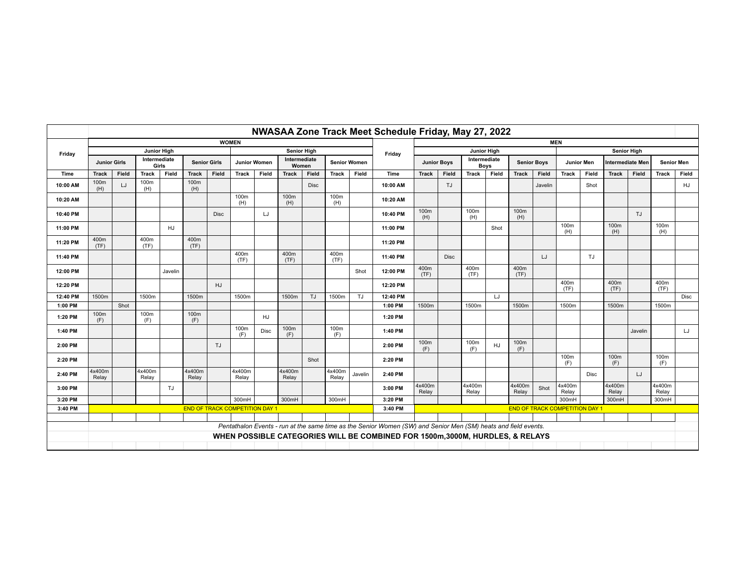# NWASAA Zone Track Meet Schedule Friday, May 27, 2022

| Friday | WOMEN | | | | | | | | | | | | Friday | MEN | | | | | | | | | | | |
|---|---|---|---|---|---|---|---|---|---|---|---|---|---|---|---|---|---|---|---|---|---|---|---|---|---|
| | Junior High | | | | | | Senior High | | | | | | | Junior High | | | | | | Senior High | | | | | |
| | Junior Girls | | Intermediate Girls | | Senior Girls | | Junior Women | | Intermediate Women | | Senior Women | | | Junior Boys | | Intermediate Boys | | Senior Boys | | Junior Men | | Intermediate Men | | Senior Men | |
| Time | Track | Field | Track | Field | Track | Field | Track | Field | Track | Field | Track | Field | Time | Track | Field | Track | Field | Track | Field | Track | Field | Track | Field | Track | Field |
| 10:00 AM | 100m (H) | LJ | 100m (H) | | 100m (H) | | | | | Disc | | | 10:00 AM | | TJ | | | | Javelin | | Shot | | | | HJ |
| 10:20 AM | | | | | | | 100m (H) | | 100m (H) | | 100m (H) | | 10:20 AM | | | | | | | | | | | | |
| 10:40 PM | | | | | | Disc | | LJ | | | | | 10:40 PM | 100m (H) | | 100m (H) | | 100m (H) | | | | | TJ | | |
| 11:00 PM | | | | HJ | | | | | | | | | 11:00 PM | | | | Shot | | | 100m (H) | | 100m (H) | | 100m (H) | |
| 11:20 PM | 400m (TF) | | 400m (TF) | | 400m (TF) | | | | | | | | 11:20 PM | | | | | | | | | | | | |
| 11:40 PM | | | | | | | 400m (TF) | | 400m (TF) | | 400m (TF) | | 11:40 PM | | Disc | | | | LJ | | TJ | | | | |
| 12:00 PM | | | | Javelin | | | | | | | | Shot | 12:00 PM | 400m (TF) | | 400m (TF) | | 400m (TF) | | | | | | | |
| 12:20 PM | | | | | | HJ | | | | | | | 12:20 PM | | | | | | | 400m (TF) | | 400m (TF) | | 400m (TF) | |
| 12:40 PM | 1500m | | 1500m | | 1500m | | 1500m | | 1500m | TJ | 1500m | TJ | 12:40 PM | | | | LJ | | | | | | | | Disc |
| 1:00 PM | | Shot | | | | | | | | | | | 1:00 PM | 1500m | | 1500m | | 1500m | | 1500m | | 1500m | | 1500m | |
| 1:20 PM | 100m (F) | | 100m (F) | | 100m (F) | | | HJ | | | | | 1:20 PM | | | | | | | | | | | | |
| 1:40 PM | | | | | | | 100m (F) | Disc | 100m (F) | | 100m (F) | | 1:40 PM | | | | | | | | | | Javelin | | LJ |
| 2:00 PM | | | | | | TJ | | | | | | | 2:00 PM | 100m (F) | | 100m (F) | HJ | 100m (F) | | | | | | | |
| 2:20 PM | | | | | | | | | | Shot | | | 2:20 PM | | | | | | | 100m (F) | | 100m (F) | | 100m (F) | |
| 2:40 PM | 4x400m Relay | | 4x400m Relay | | 4x400m Relay | | 4x400m Relay | | 4x400m Relay | | 4x400m Relay | Javelin | 2:40 PM | | | | | | | | Disc | | LJ | | |
| 3:00 PM | | | | TJ | | | | | | | | | 3:00 PM | 4x400m Relay | | 4x400m Relay | | 4x400m Relay | Shot | 4x400m Relay | | 4x400m Relay | | 4x400m Relay | |
| 3:20 PM | | | | | | | 300mH | | 300mH | | 300mH | | 3:20 PM | | | | | | | 300mH | | 300mH | | 300mH | |
| 3:40 PM | END OF TRACK COMPETITION DAY 1 | | | | | | | | | | | | 3:40 PM | END OF TRACK COMPETITION DAY 1 | | | | | | | | | | | |

*Pentathalon Events - run at the same time as the Senior Women (SW) and Senior Men (SM) heats and field events.*

**WHEN POSSIBLE CATEGORIES WILL BE COMBINED FOR 1500m,3000M, HURDLES, & RELAYS**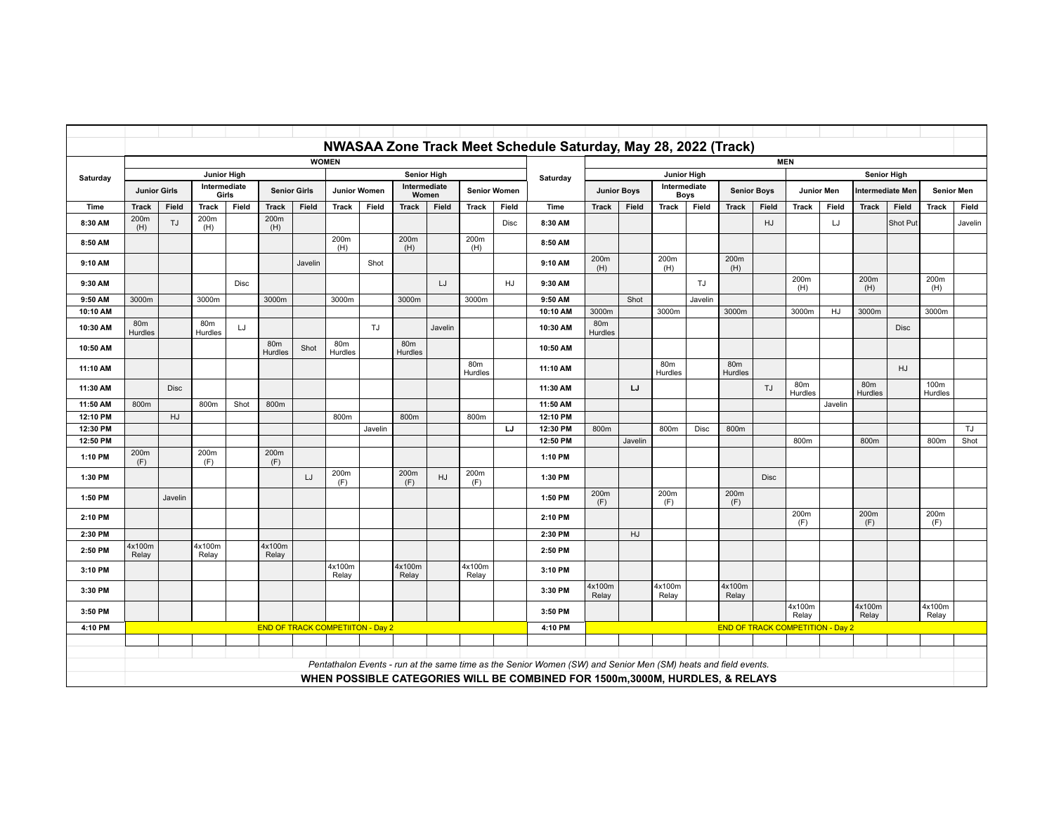# NWASAA Zone Track Meet Schedule Saturday, May 28, 2022 (Track)

| Saturday | WOMEN | | | | | | | | | | | | Saturday | MEN | | | | | | | | | | | |
|---|---|---|---|---|---|---|---|---|---|---|---|---|---|---|---|---|---|---|---|---|---|---|---|---|---|
| | Junior High | | | | | | Senior High | | | | | | | Junior High | | | | | | Senior High | | | | | |
| | Junior Girls | | Intermediate Girls | | Senior Girls | | Junior Women | | Intermediate Women | | Senior Women | | | Junior Boys | | Intermediate Boys | | Senior Boys | | Junior Men | | Intermediate Men | | Senior Men | |
| Time | Track | Field | Track | Field | Track | Field | Track | Field | Track | Field | Track | Field | Time | Track | Field | Track | Field | Track | Field | Track | Field | Track | Field | Track | Field |
| 8:30 AM | 200m (H) | TJ | 200m (H) | | 200m (H) | | | | | | | Disc | 8:30 AM | | | | | | HJ | | LJ | | Shot Put | | Javelin |
| 8:50 AM | | | | | | | 200m (H) | | 200m (H) | | 200m (H) | | 8:50 AM | | | | | | | | | | | | |
| 9:10 AM | | | | | | Javelin | | Shot | | | | | 9:10 AM | 200m (H) | | 200m (H) | | 200m (H) | | | | | | | |
| 9:30 AM | | | | Disc | | | | | | LJ | | HJ | 9:30 AM | | | | TJ | | | 200m (H) | | 200m (H) | | 200m (H) | |
| 9:50 AM | 3000m | | 3000m | | 3000m | | 3000m | | 3000m | | 3000m | | 9:50 AM | | Shot | | Javelin | | | | | | | | |
| 10:10 AM | | | | | | | | | | | | | 10:10 AM | 3000m | | 3000m | | 3000m | | 3000m | HJ | 3000m | | 3000m | |
| 10:30 AM | 80m Hurdles | | 80m Hurdles | LJ | | | | TJ | | Javelin | | | 10:30 AM | 80m Hurdles | | | | | | | | | Disc | | |
| 10:50 AM | | | | | 80m Hurdles | Shot | 80m Hurdles | | 80m Hurdles | | | | 10:50 AM | | | | | | | | | | | | |
| 11:10 AM | | | | | | | | | | | 80m Hurdles | | 11:10 AM | | | 80m Hurdles | | 80m Hurdles | | | | | HJ | | |
| 11:30 AM | | Disc | | | | | | | | | | | 11:30 AM | | LJ | | | | TJ | 80m Hurdles | | 80m Hurdles | | 100m Hurdles | |
| 11:50 AM | 800m | | 800m | Shot | 800m | | | | | | | | 11:50 AM | | | | | | | | Javelin | | | | |
| 12:10 PM | | HJ | | | | | 800m | | 800m | | 800m | | 12:10 PM | | | | | | | | | | | | |
| 12:30 PM | | | | | | | | Javelin | | | | LJ | 12:30 PM | 800m | | 800m | Disc | 800m | | | | | | | TJ |
| 12:50 PM | | | | | | | | | | | | | 12:50 PM | | Javelin | | | | | 800m | | 800m | | 800m | Shot |
| 1:10 PM | 200m (F) | | 200m (F) | | 200m (F) | | | | | | | | 1:10 PM | | | | | | | | | | | | |
| 1:30 PM | | | | | | LJ | 200m (F) | | 200m (F) | HJ | 200m (F) | | 1:30 PM | | | | | | Disc | | | | | | |
| 1:50 PM | | Javelin | | | | | | | | | | | 1:50 PM | 200m (F) | | 200m (F) | | 200m (F) | | | | | | | |
| 2:10 PM | | | | | | | | | | | | | 2:10 PM | | | | | | | 200m (F) | | 200m (F) | | 200m (F) | |
| 2:30 PM | | | | | | | | | | | | | 2:30 PM | | HJ | | | | | | | | | | |
| 2:50 PM | 4x100m Relay | | 4x100m Relay | | 4x100m Relay | | | | | | | | 2:50 PM | | | | | | | | | | | | |
| 3:10 PM | | | | | | | 4x100m Relay | | 4x100m Relay | | 4x100m Relay | | 3:10 PM | | | | | | | | | | | | |
| 3:30 PM | | | | | | | | | | | | | 3:30 PM | 4x100m Relay | | 4x100m Relay | | 4x100m Relay | | | | | | | |
| 3:50 PM | | | | | | | | | | | | | 3:50 PM | | | | | | | 4x100m Relay | | 4x100m Relay | | 4x100m Relay | |
| 4:10 PM | END OF TRACK COMPETIITON - Day 2 | | | | | | | | | | | | 4:10 PM | END OF TRACK COMPETITION - Day 2 | | | | | | | | | | | |

*Pentathalon Events - run at the same time as the Senior Women (SW) and Senior Men (SM) heats and field events.*

**WHEN POSSIBLE CATEGORIES WILL BE COMBINED FOR 1500m,3000M, HURDLES, & RELAYS**